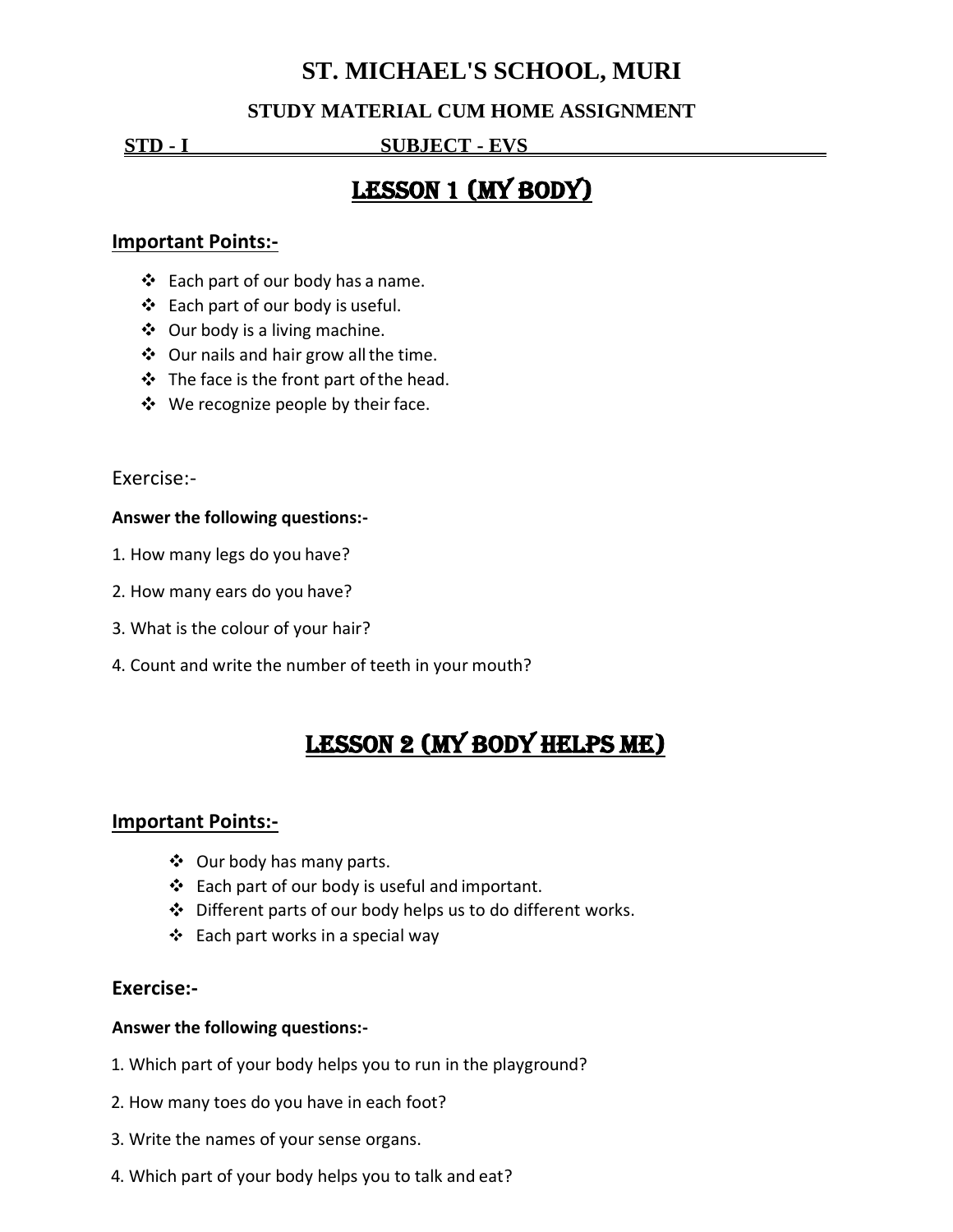# ST. MICHAEL'S SCHOOL, MURI

### STUDY MATERIAL CUM HOME ASSIGNMENT

**STD - I** **SUBJECT - EVS**

## LESSON 1 (MY BODY)

**Important Points:-**

- Each part of our body has a name.
- Each part of our body is useful.
- Our body is a living machine.
- Our nails and hair grow all the time.
- The face is the front part of the head.
- We recognize people by their face.

Exercise:-

**Answer the following questions:-**

1. How many legs do you have?
2. How many ears do you have?
3. What is the colour of your hair?
4. Count and write the number of teeth in your mouth?

## LESSON 2 (MY BODY HELPS ME)

**Important Points:-**

- Our body has many parts.
- Each part of our body is useful and important.
- Different parts of our body helps us to do different works.
- Each part works in a special way

**Exercise:-**

**Answer the following questions:-**

1. Which part of your body helps you to run in the playground?
2. How many toes do you have in each foot?
3. Write the names of your sense organs.
4. Which part of your body helps you to talk and eat?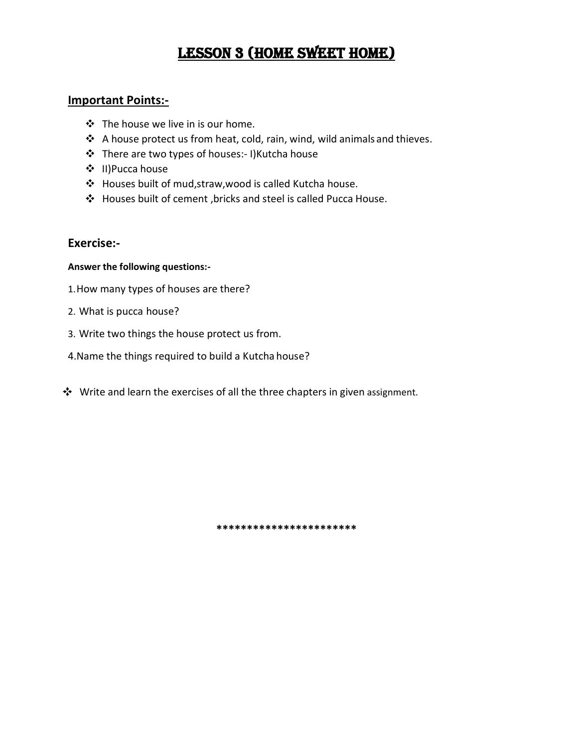# LESSON 3 (HOME SWEET HOME)

## Important Points:-

- The house we live in is our home.
- A house protect us from heat, cold, rain, wind, wild animals and thieves.
- There are two types of houses:- I)Kutcha house
- II)Pucca house
- Houses built of mud,straw,wood is called Kutcha house.
- Houses built of cement ,bricks and steel is called Pucca House.

## Exercise:-

**Answer the following questions:-**

1.How many types of houses are there?

2. What is pucca house?

3. Write two things the house protect us from.

4.Name the things required to build a Kutcha house?

- Write and learn the exercises of all the three chapters in given assignment.

***********************